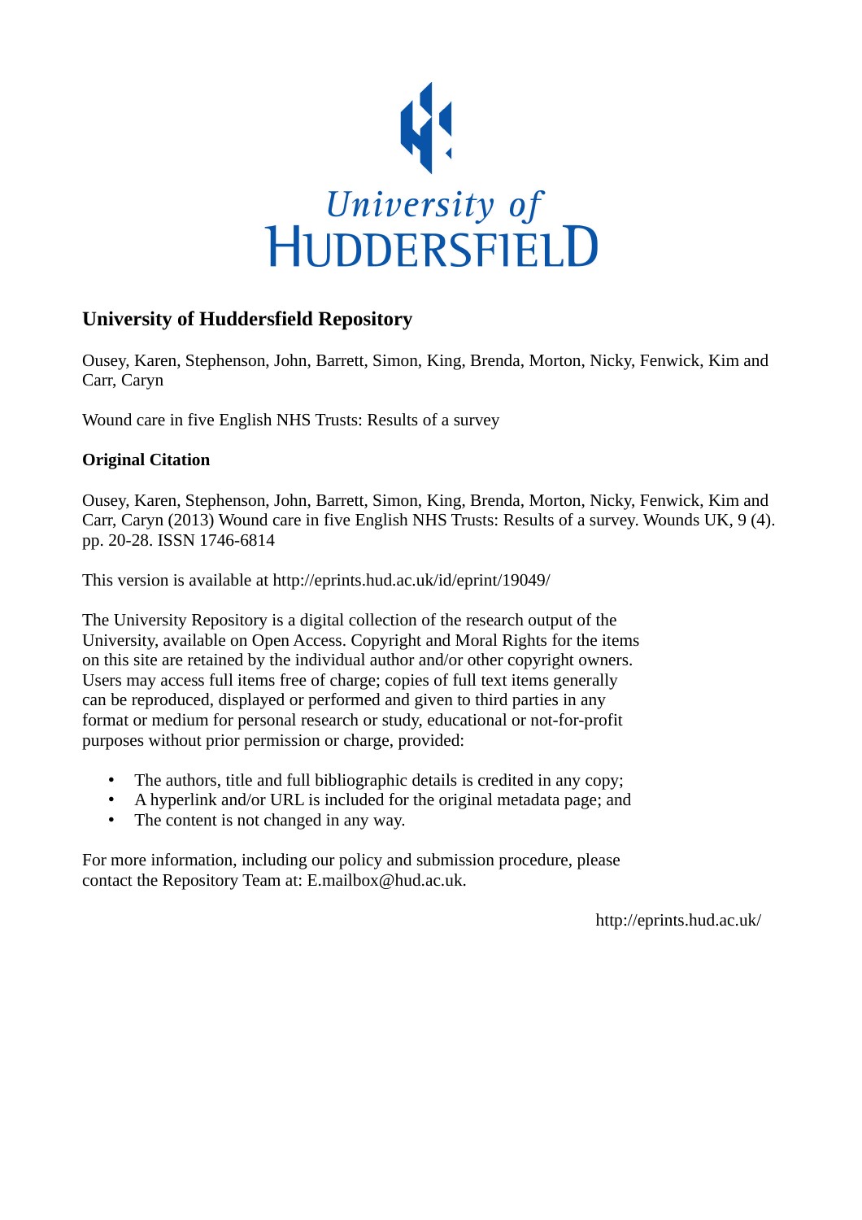University of Huddersfield

## University of Huddersfield Repository

Ousey, Karen, Stephenson, John, Barrett, Simon, King, Brenda, Morton, Nicky, Fenwick, Kim and Carr, Caryn

Wound care in five English NHS Trusts: Results of a survey

### Original Citation

Ousey, Karen, Stephenson, John, Barrett, Simon, King, Brenda, Morton, Nicky, Fenwick, Kim and Carr, Caryn (2013) Wound care in five English NHS Trusts: Results of a survey. Wounds UK, 9 (4). pp. 20-28. ISSN 1746-6814

This version is available at http://eprints.hud.ac.uk/id/eprint/19049/

The University Repository is a digital collection of the research output of the University, available on Open Access. Copyright and Moral Rights for the items on this site are retained by the individual author and/or other copyright owners. Users may access full items free of charge; copies of full text items generally can be reproduced, displayed or performed and given to third parties in any format or medium for personal research or study, educational or not-for-profit purposes without prior permission or charge, provided:

- The authors, title and full bibliographic details is credited in any copy;
- A hyperlink and/or URL is included for the original metadata page; and
- The content is not changed in any way.

For more information, including our policy and submission procedure, please contact the Repository Team at: E.mailbox@hud.ac.uk.

http://eprints.hud.ac.uk/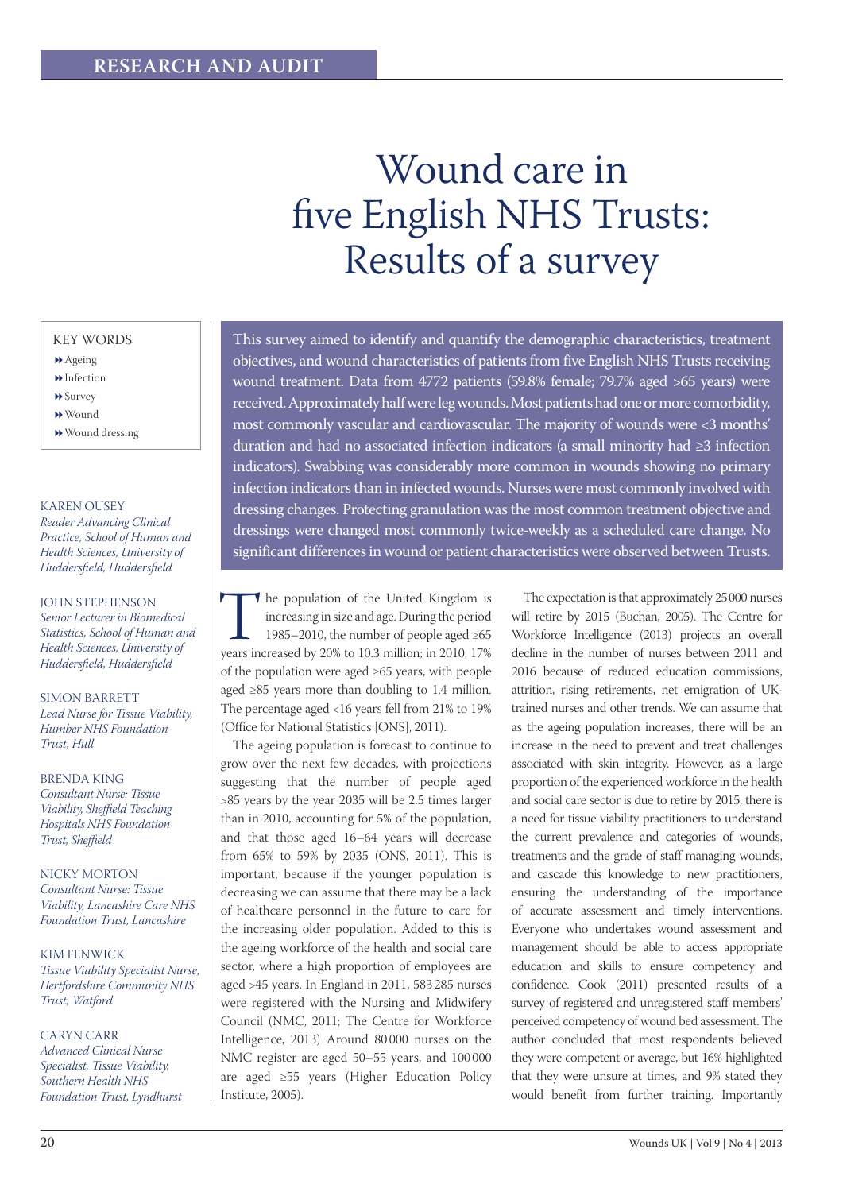# Wound care in five English NHS Trusts: Results of a survey

KEY WORDS

- Ageing
- Infection
- Survey
- Wound
- Wound dressing

KAREN OUSEY
*Reader Advancing Clinical Practice, School of Human and Health Sciences, University of Huddersfield, Huddersfield*

JOHN STEPHENSON
*Senior Lecturer in Biomedical Statistics, School of Human and Health Sciences, University of Huddersfield, Huddersfield*

SIMON BARRETT
*Lead Nurse for Tissue Viability, Humber NHS Foundation Trust, Hull*

BRENDA KING
*Consultant Nurse: Tissue Viability, Sheffield Teaching Hospitals NHS Foundation Trust, Sheffield*

NICKY MORTON
*Consultant Nurse: Tissue Viability, Lancashire Care NHS Foundation Trust, Lancashire*

KIM FENWICK
*Tissue Viability Specialist Nurse, Hertfordshire Community NHS Trust, Watford*

CARYN CARR
*Advanced Clinical Nurse Specialist, Tissue Viability, Southern Health NHS Foundation Trust, Lyndhurst*

This survey aimed to identify and quantify the demographic characteristics, treatment objectives, and wound characteristics of patients from five English NHS Trusts receiving wound treatment. Data from 4772 patients (59.8% female; 79.7% aged >65 years) were received. Approximately half were leg wounds. Most patients had one or more comorbidity, most commonly vascular and cardiovascular. The majority of wounds were <3 months' duration and had no associated infection indicators (a small minority had ≥3 infection indicators). Swabbing was considerably more common in wounds showing no primary infection indicators than in infected wounds. Nurses were most commonly involved with dressing changes. Protecting granulation was the most common treatment objective and dressings were changed most commonly twice-weekly as a scheduled care change. No significant differences in wound or patient characteristics were observed between Trusts.

The population of the United Kingdom is increasing in size and age. During the period 1985–2010, the number of people aged ≥65 years increased by 20% to 10.3 million; in 2010, 17% of the population were aged ≥65 years, with people aged ≥85 years more than doubling to 1.4 million. The percentage aged <16 years fell from 21% to 19% (Office for National Statistics [ONS], 2011).

The ageing population is forecast to continue to grow over the next few decades, with projections suggesting that the number of people aged >85 years by the year 2035 will be 2.5 times larger than in 2010, accounting for 5% of the population, and that those aged 16–64 years will decrease from 65% to 59% by 2035 (ONS, 2011). This is important, because if the younger population is decreasing we can assume that there may be a lack of healthcare personnel in the future to care for the increasing older population. Added to this is the ageing workforce of the health and social care sector, where a high proportion of employees are aged >45 years. In England in 2011, 583 285 nurses were registered with the Nursing and Midwifery Council (NMC, 2011; The Centre for Workforce Intelligence, 2013) Around 80 000 nurses on the NMC register are aged 50–55 years, and 100 000 are aged ≥55 years (Higher Education Policy Institute, 2005).

The expectation is that approximately 25 000 nurses will retire by 2015 (Buchan, 2005). The Centre for Workforce Intelligence (2013) projects an overall decline in the number of nurses between 2011 and 2016 because of reduced education commissions, attrition, rising retirements, net emigration of UK-trained nurses and other trends. We can assume that as the ageing population increases, there will be an increase in the need to prevent and treat challenges associated with skin integrity. However, as a large proportion of the experienced workforce in the health and social care sector is due to retire by 2015, there is a need for tissue viability practitioners to understand the current prevalence and categories of wounds, treatments and the grade of staff managing wounds, and cascade this knowledge to new practitioners, ensuring the understanding of the importance of accurate assessment and timely interventions. Everyone who undertakes wound assessment and management should be able to access appropriate education and skills to ensure competency and confidence. Cook (2011) presented results of a survey of registered and unregistered staff members' perceived competency of wound bed assessment. The author concluded that most respondents believed they were competent or average, but 16% highlighted that they were unsure at times, and 9% stated they would benefit from further training. Importantly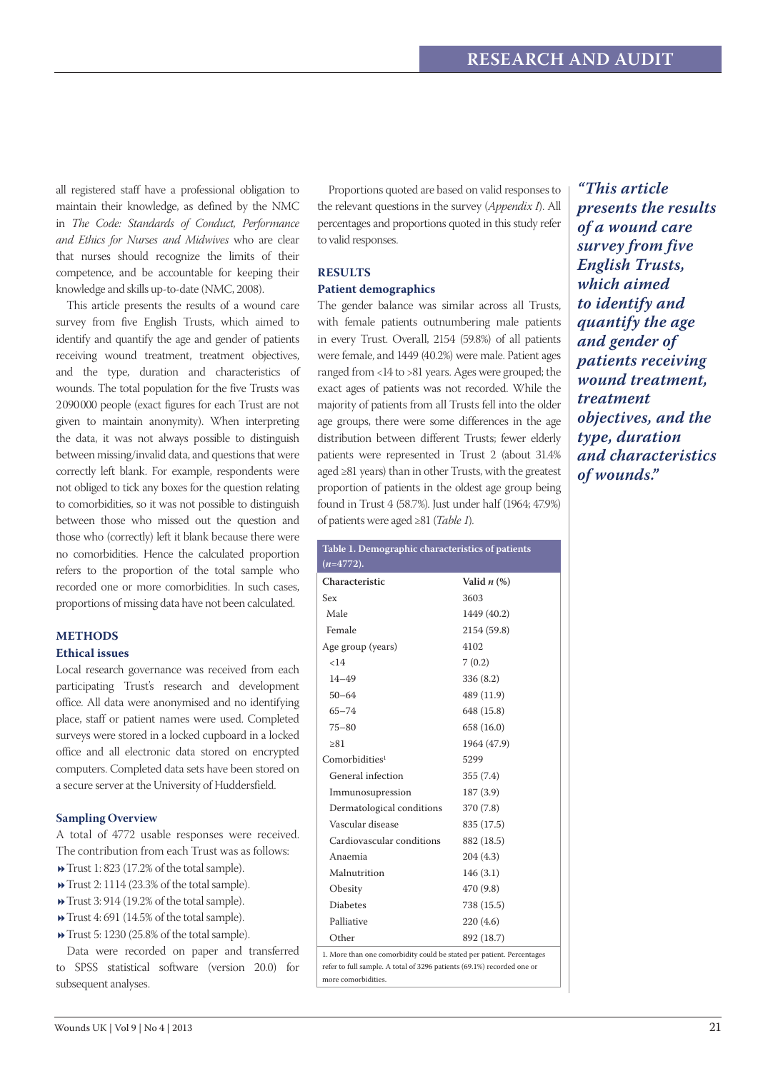all registered staff have a professional obligation to maintain their knowledge, as defined by the NMC in *The Code: Standards of Conduct, Performance and Ethics for Nurses and Midwives* who are clear that nurses should recognize the limits of their competence, and be accountable for keeping their knowledge and skills up-to-date (NMC, 2008).

This article presents the results of a wound care survey from five English Trusts, which aimed to identify and quantify the age and gender of patients receiving wound treatment, treatment objectives, and the type, duration and characteristics of wounds. The total population for the five Trusts was 2090000 people (exact figures for each Trust are not given to maintain anonymity). When interpreting the data, it was not always possible to distinguish between missing/invalid data, and questions that were correctly left blank. For example, respondents were not obliged to tick any boxes for the question relating to comorbidities, so it was not possible to distinguish between those who missed out the question and those who (correctly) left it blank because there were no comorbidities. Hence the calculated proportion refers to the proportion of the total sample who recorded one or more comorbidities. In such cases, proportions of missing data have not been calculated.

## METHODS

### Ethical issues

Local research governance was received from each participating Trust's research and development office. All data were anonymised and no identifying place, staff or patient names were used. Completed surveys were stored in a locked cupboard in a locked office and all electronic data stored on encrypted computers. Completed data sets have been stored on a secure server at the University of Huddersfield.

### Sampling Overview

A total of 4772 usable responses were received. The contribution from each Trust was as follows:

- Trust 1: 823 (17.2% of the total sample).
- Trust 2: 1114 (23.3% of the total sample).
- Trust 3: 914 (19.2% of the total sample).
- Trust 4: 691 (14.5% of the total sample).
- Trust 5: 1230 (25.8% of the total sample).

Data were recorded on paper and transferred to SPSS statistical software (version 20.0) for subsequent analyses.

Proportions quoted are based on valid responses to the relevant questions in the survey (*Appendix I*). All percentages and proportions quoted in this study refer to valid responses.

## RESULTS

### Patient demographics

The gender balance was similar across all Trusts, with female patients outnumbering male patients in every Trust. Overall, 2154 (59.8%) of all patients were female, and 1449 (40.2%) were male. Patient ages ranged from <14 to >81 years. Ages were grouped; the exact ages of patients was not recorded. While the majority of patients from all Trusts fell into the older age groups, there were some differences in the age distribution between different Trusts; fewer elderly patients were represented in Trust 2 (about 31.4% aged ≥81 years) than in other Trusts, with the greatest proportion of patients in the oldest age group being found in Trust 4 (58.7%). Just under half (1964; 47.9%) of patients were aged ≥81 (*Table 1*).

**Table 1. Demographic characteristics of patients ($n$=4772).**

| Characteristic | Valid $n$ (%) |
|---|---|
| Sex | 3603 |
| Male | 1449 (40.2) |
| Female | 2154 (59.8) |
| Age group (years) | 4102 |
| <14 | 7 (0.2) |
| 14–49 | 336 (8.2) |
| 50–64 | 489 (11.9) |
| 65–74 | 648 (15.8) |
| 75–80 | 658 (16.0) |
| ≥81 | 1964 (47.9) |
| Comorbidities[1] | 5299 |
| General infection | 355 (7.4) |
| Immunosupression | 187 (3.9) |
| Dermatological conditions | 370 (7.8) |
| Vascular disease | 835 (17.5) |
| Cardiovascular conditions | 882 (18.5) |
| Anaemia | 204 (4.3) |
| Malnutrition | 146 (3.1) |
| Obesity | 470 (9.8) |
| Diabetes | 738 (15.5) |
| Palliative | 220 (4.6) |
| Other | 892 (18.7) |

1. More than one comorbidity could be stated per patient. Percentages refer to full sample. A total of 3296 patients (69.1%) recorded one or more comorbidities.

*"This article presents the results of a wound care survey from five English Trusts, which aimed to identify and quantify the age and gender of patients receiving wound treatment, treatment objectives, and the type, duration and characteristics of wounds."*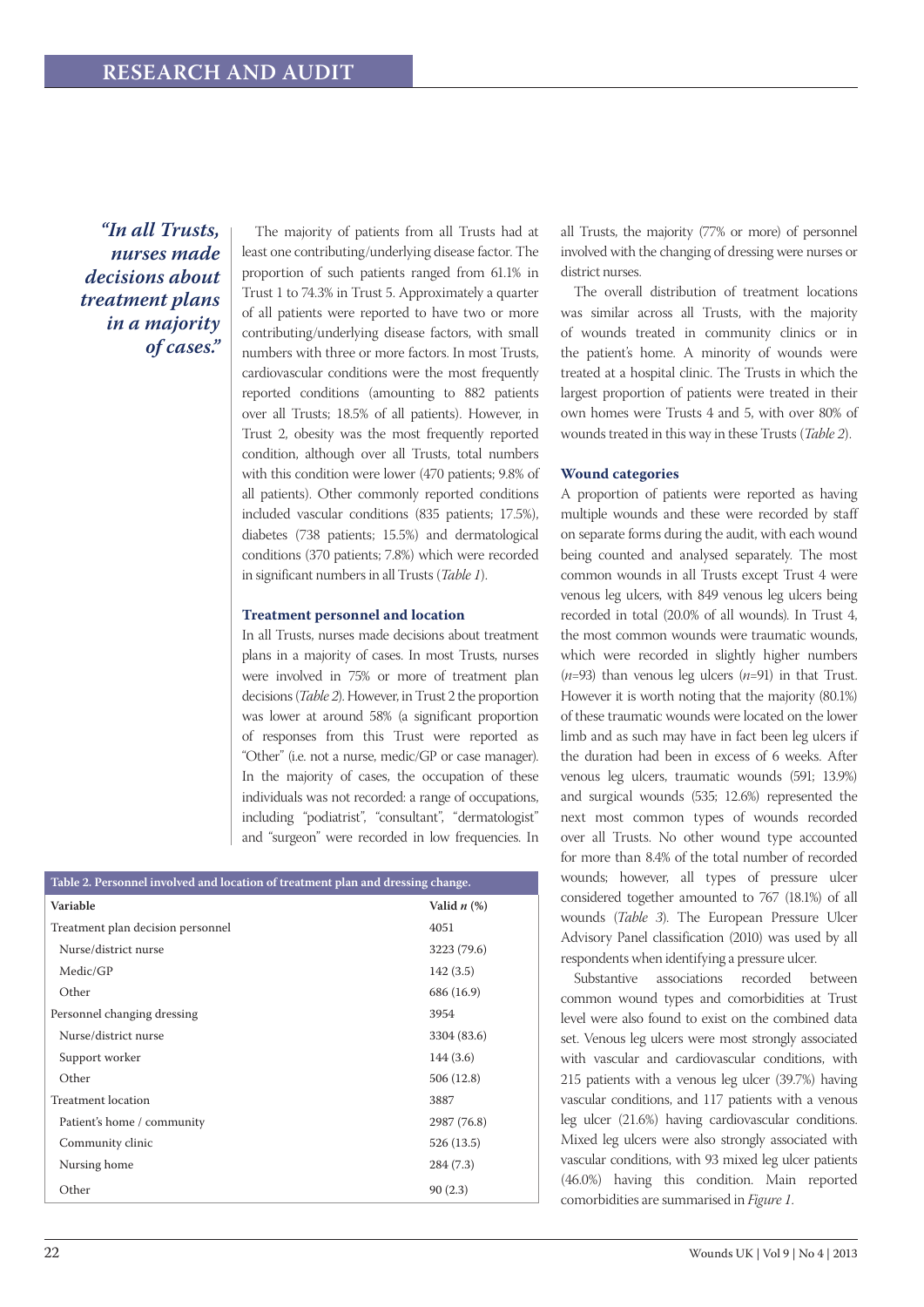*"In all Trusts, nurses made decisions about treatment plans in a majority of cases."*

The majority of patients from all Trusts had at least one contributing/underlying disease factor. The proportion of such patients ranged from 61.1% in Trust 1 to 74.3% in Trust 5. Approximately a quarter of all patients were reported to have two or more contributing/underlying disease factors, with small numbers with three or more factors. In most Trusts, cardiovascular conditions were the most frequently reported conditions (amounting to 882 patients over all Trusts; 18.5% of all patients). However, in Trust 2, obesity was the most frequently reported condition, although over all Trusts, total numbers with this condition were lower (470 patients; 9.8% of all patients). Other commonly reported conditions included vascular conditions (835 patients; 17.5%), diabetes (738 patients; 15.5%) and dermatological conditions (370 patients; 7.8%) which were recorded in significant numbers in all Trusts (*Table 1*).

### Treatment personnel and location

In all Trusts, nurses made decisions about treatment plans in a majority of cases. In most Trusts, nurses were involved in 75% or more of treatment plan decisions (*Table 2*). However, in Trust 2 the proportion was lower at around 58% (a significant proportion of responses from this Trust were reported as "Other" (i.e. not a nurse, medic/GP or case manager). In the majority of cases, the occupation of these individuals was not recorded: a range of occupations, including "podiatrist", "consultant", "dermatologist" and "surgeon" were recorded in low frequencies. In all Trusts, the majority (77% or more) of personnel involved with the changing of dressing were nurses or district nurses.

The overall distribution of treatment locations was similar across all Trusts, with the majority of wounds treated in community clinics or in the patient's home. A minority of wounds were treated at a hospital clinic. The Trusts in which the largest proportion of patients were treated in their own homes were Trusts 4 and 5, with over 80% of wounds treated in this way in these Trusts (*Table 2*).

**Table 2. Personnel involved and location of treatment plan and dressing change.**

| Variable | Valid *n* (%) |
|---|---|
| Treatment plan decision personnel | 4051 |
| Nurse/district nurse | 3223 (79.6) |
| Medic/GP | 142 (3.5) |
| Other | 686 (16.9) |
| Personnel changing dressing | 3954 |
| Nurse/district nurse | 3304 (83.6) |
| Support worker | 144 (3.6) |
| Other | 506 (12.8) |
| Treatment location | 3887 |
| Patient's home / community | 2987 (76.8) |
| Community clinic | 526 (13.5) |
| Nursing home | 284 (7.3) |
| Other | 90 (2.3) |

### Wound categories

A proportion of patients were reported as having multiple wounds and these were recorded by staff on separate forms during the audit, with each wound being counted and analysed separately. The most common wounds in all Trusts except Trust 4 were venous leg ulcers, with 849 venous leg ulcers being recorded in total (20.0% of all wounds). In Trust 4, the most common wounds were traumatic wounds, which were recorded in slightly higher numbers (*n*=93) than venous leg ulcers (*n*=91) in that Trust. However it is worth noting that the majority (80.1%) of these traumatic wounds were located on the lower limb and as such may have in fact been leg ulcers if the duration had been in excess of 6 weeks. After venous leg ulcers, traumatic wounds (591; 13.9%) and surgical wounds (535; 12.6%) represented the next most common types of wounds recorded over all Trusts. No other wound type accounted for more than 8.4% of the total number of recorded wounds; however, all types of pressure ulcer considered together amounted to 767 (18.1%) of all wounds (*Table 3*). The European Pressure Ulcer Advisory Panel classification (2010) was used by all respondents when identifying a pressure ulcer.

Substantive associations recorded between common wound types and comorbidities at Trust level were also found to exist on the combined data set. Venous leg ulcers were most strongly associated with vascular and cardiovascular conditions, with 215 patients with a venous leg ulcer (39.7%) having vascular conditions, and 117 patients with a venous leg ulcer (21.6%) having cardiovascular conditions. Mixed leg ulcers were also strongly associated with vascular conditions, with 93 mixed leg ulcer patients (46.0%) having this condition. Main reported comorbidities are summarised in *Figure 1*.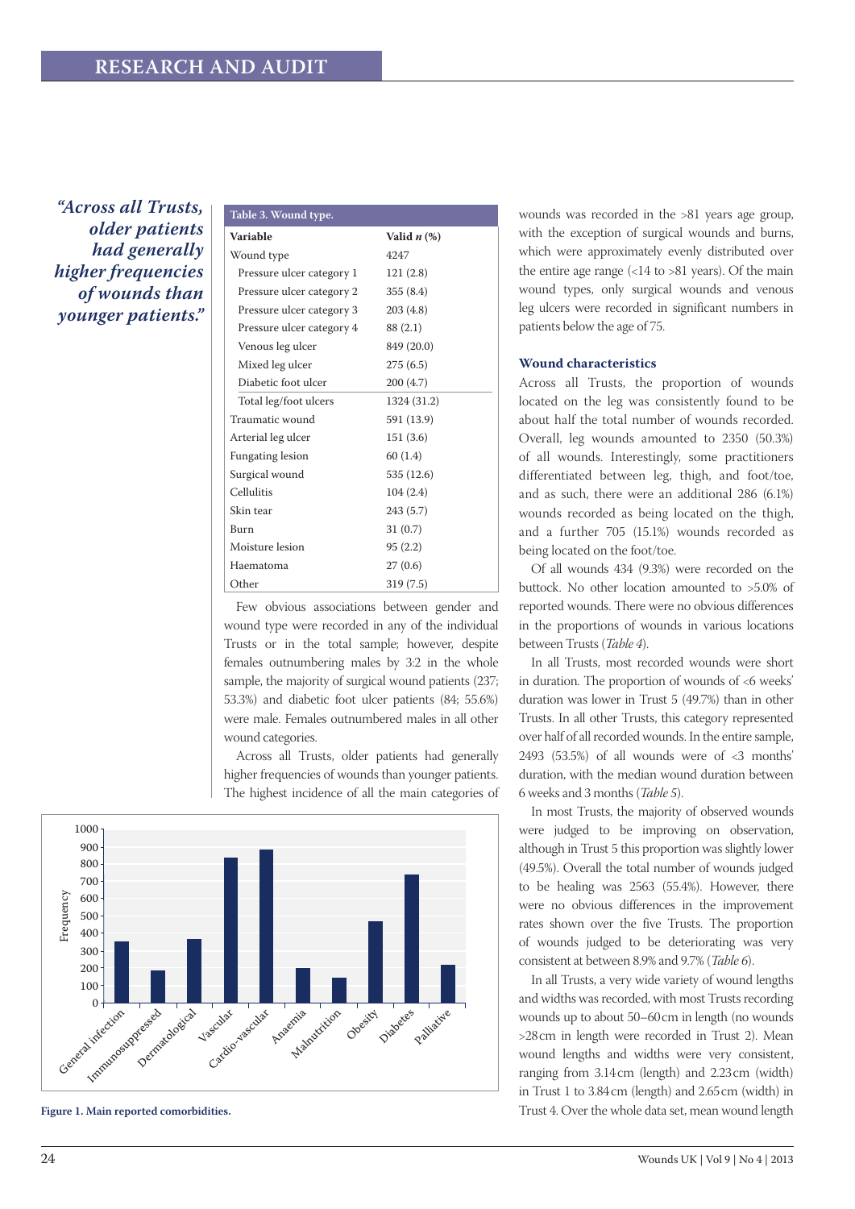*"Across all Trusts, older patients had generally higher frequencies of wounds than younger patients."*

**Table 3. Wound type.**

| Variable | Valid *n* (%) |
|---|---|
| Wound type | 4247 |
| Pressure ulcer category 1 | 121 (2.8) |
| Pressure ulcer category 2 | 355 (8.4) |
| Pressure ulcer category 3 | 203 (4.8) |
| Pressure ulcer category 4 | 88 (2.1) |
| Venous leg ulcer | 849 (20.0) |
| Mixed leg ulcer | 275 (6.5) |
| Diabetic foot ulcer | 200 (4.7) |
| Total leg/foot ulcers | 1324 (31.2) |
| Traumatic wound | 591 (13.9) |
| Arterial leg ulcer | 151 (3.6) |
| Fungating lesion | 60 (1.4) |
| Surgical wound | 535 (12.6) |
| Cellulitis | 104 (2.4) |
| Skin tear | 243 (5.7) |
| Burn | 31 (0.7) |
| Moisture lesion | 95 (2.2) |
| Haematoma | 27 (0.6) |
| Other | 319 (7.5) |

Few obvious associations between gender and wound type were recorded in any of the individual Trusts or in the total sample; however, despite females outnumbering males by 3:2 in the whole sample, the majority of surgical wound patients (237; 53.3%) and diabetic foot ulcer patients (84; 55.6%) were male. Females outnumbered males in all other wound categories.

Across all Trusts, older patients had generally higher frequencies of wounds than younger patients. The highest incidence of all the main categories of wounds was recorded in the >81 years age group, with the exception of surgical wounds and burns, which were approximately evenly distributed over the entire age range (<14 to >81 years). Of the main wound types, only surgical wounds and venous leg ulcers were recorded in significant numbers in patients below the age of 75.

Figure 1. Main reported comorbidities.

### Wound characteristics

Across all Trusts, the proportion of wounds located on the leg was consistently found to be about half the total number of wounds recorded. Overall, leg wounds amounted to 2350 (50.3%) of all wounds. Interestingly, some practitioners differentiated between leg, thigh, and foot/toe, and as such, there were an additional 286 (6.1%) wounds recorded as being located on the thigh, and a further 705 (15.1%) wounds recorded as being located on the foot/toe.

Of all wounds 434 (9.3%) were recorded on the buttock. No other location amounted to >5.0% of reported wounds. There were no obvious differences in the proportions of wounds in various locations between Trusts (*Table 4*).

In all Trusts, most recorded wounds were short in duration. The proportion of wounds of <6 weeks' duration was lower in Trust 5 (49.7%) than in other Trusts. In all other Trusts, this category represented over half of all recorded wounds. In the entire sample, 2493 (53.5%) of all wounds were of <3 months' duration, with the median wound duration between 6 weeks and 3 months (*Table 5*).

In most Trusts, the majority of observed wounds were judged to be improving on observation, although in Trust 5 this proportion was slightly lower (49.5%). Overall the total number of wounds judged to be healing was 2563 (55.4%). However, there were no obvious differences in the improvement rates shown over the five Trusts. The proportion of wounds judged to be deteriorating was very consistent at between 8.9% and 9.7% (*Table 6*).

In all Trusts, a very wide variety of wound lengths and widths was recorded, with most Trusts recording wounds up to about 50–60 cm in length (no wounds >28 cm in length were recorded in Trust 2). Mean wound lengths and widths were very consistent, ranging from 3.14 cm (length) and 2.23 cm (width) in Trust 1 to 3.84 cm (length) and 2.65 cm (width) in Trust 4. Over the whole data set, mean wound length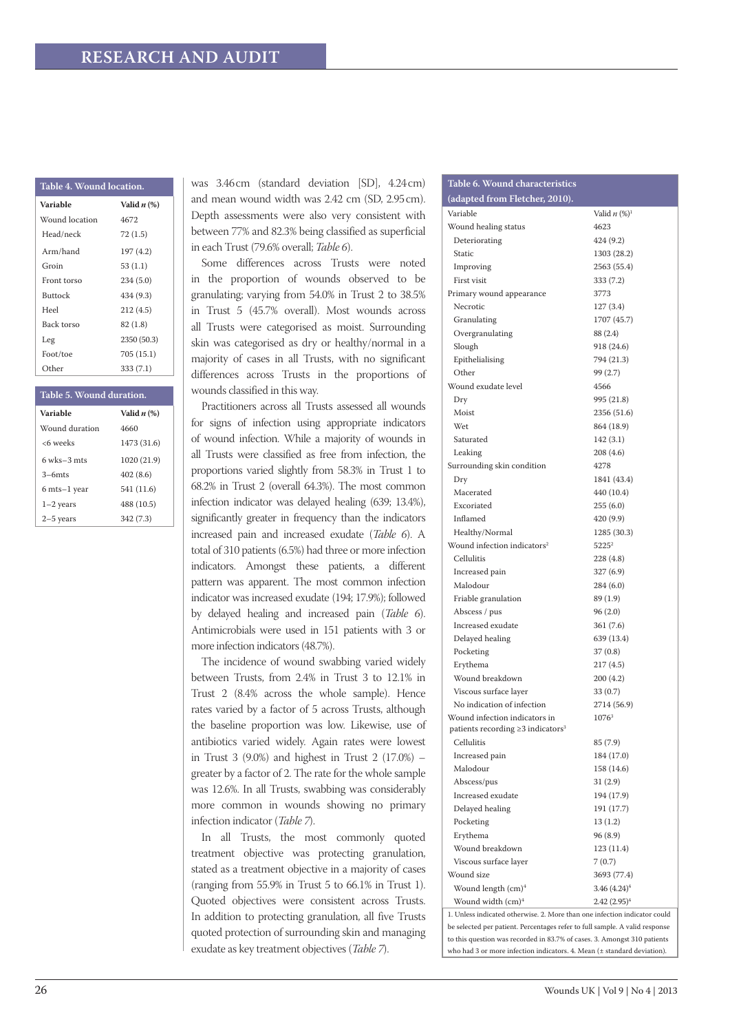**Table 4. Wound location.**

| Variable | Valid *n* (%) |
|---|---|
| Wound location | 4672 |
| Head/neck | 72 (1.5) |
| Arm/hand | 197 (4.2) |
| Groin | 53 (1.1) |
| Front torso | 234 (5.0) |
| Buttock | 434 (9.3) |
| Heel | 212 (4.5) |
| Back torso | 82 (1.8) |
| Leg | 2350 (50.3) |
| Foot/toe | 705 (15.1) |
| Other | 333 (7.1) |

**Table 5. Wound duration.**

| Variable | Valid *n* (%) |
|---|---|
| Wound duration | 4660 |
| <6 weeks | 1473 (31.6) |
| 6 wks–3 mts | 1020 (21.9) |
| 3–6mts | 402 (8.6) |
| 6 mts–1 year | 541 (11.6) |
| 1–2 years | 488 (10.5) |
| 2–5 years | 342 (7.3) |

was 3.46 cm (standard deviation [SD], 4.24 cm) and mean wound width was 2.42 cm (SD, 2.95 cm). Depth assessments were also very consistent with between 77% and 82.3% being classified as superficial in each Trust (79.6% overall; *Table 6*).

Some differences across Trusts were noted in the proportion of wounds observed to be granulating; varying from 54.0% in Trust 2 to 38.5% in Trust 5 (45.7% overall). Most wounds across all Trusts were categorised as moist. Surrounding skin was categorised as dry or healthy/normal in a majority of cases in all Trusts, with no significant differences across Trusts in the proportions of wounds classified in this way.

Practitioners across all Trusts assessed all wounds for signs of infection using appropriate indicators of wound infection. While a majority of wounds in all Trusts were classified as free from infection, the proportions varied slightly from 58.3% in Trust 1 to 68.2% in Trust 2 (overall 64.3%). The most common infection indicator was delayed healing (639; 13.4%), significantly greater in frequency than the indicators increased pain and increased exudate (*Table 6*). A total of 310 patients (6.5%) had three or more infection indicators. Amongst these patients, a different pattern was apparent. The most common infection indicator was increased exudate (194; 17.9%); followed by delayed healing and increased pain (*Table 6*). Antimicrobials were used in 151 patients with 3 or more infection indicators (48.7%).

The incidence of wound swabbing varied widely between Trusts, from 2.4% in Trust 3 to 12.1% in Trust 2 (8.4% across the whole sample). Hence rates varied by a factor of 5 across Trusts, although the baseline proportion was low. Likewise, use of antibiotics varied widely. Again rates were lowest in Trust 3 (9.0%) and highest in Trust 2 (17.0%) – greater by a factor of 2. The rate for the whole sample was 12.6%. In all Trusts, swabbing was considerably more common in wounds showing no primary infection indicator (*Table 7*).

In all Trusts, the most commonly quoted treatment objective was protecting granulation, stated as a treatment objective in a majority of cases (ranging from 55.9% in Trust 5 to 66.1% in Trust 1). Quoted objectives were consistent across Trusts. In addition to protecting granulation, all five Trusts quoted protection of surrounding skin and managing exudate as key treatment objectives (*Table 7*).

**Table 6. Wound characteristics (adapted from Fletcher, 2010).**

| Variable | Valid *n* (%)[1] |
|---|---|
| Wound healing status | 4623 |
| Deteriorating | 424 (9.2) |
| Static | 1303 (28.2) |
| Improving | 2563 (55.4) |
| First visit | 333 (7.2) |
| Primary wound appearance | 3773 |
| Necrotic | 127 (3.4) |
| Granulating | 1707 (45.7) |
| Overgranulating | 88 (2.4) |
| Slough | 918 (24.6) |
| Epithelialising | 794 (21.3) |
| Other | 99 (2.7) |
| Wound exudate level | 4566 |
| Dry | 995 (21.8) |
| Moist | 2356 (51.6) |
| Wet | 864 (18.9) |
| Saturated | 142 (3.1) |
| Leaking | 208 (4.6) |
| Surrounding skin condition | 4278 |
| Dry | 1841 (43.4) |
| Macerated | 440 (10.4) |
| Excoriated | 255 (6.0) |
| Inflamed | 420 (9.9) |
| Healthy/Normal | 1285 (30.3) |
| Wound infection indicators[2] | 5225[2] |
| Cellulitis | 228 (4.8) |
| Increased pain | 327 (6.9) |
| Malodour | 284 (6.0) |
| Friable granulation | 89 (1.9) |
| Abscess / pus | 96 (2.0) |
| Increased exudate | 361 (7.6) |
| Delayed healing | 639 (13.4) |
| Pocketing | 37 (0.8) |
| Erythema | 217 (4.5) |
| Wound breakdown | 200 (4.2) |
| Viscous surface layer | 33 (0.7) |
| No indication of infection | 2714 (56.9) |
| Wound infection indicators in patients recording ≥3 indicators[3] | 1076[3] |
| Cellulitis | 85 (7.9) |
| Increased pain | 184 (17.0) |
| Malodour | 158 (14.6) |
| Abscess/pus | 31 (2.9) |
| Increased exudate | 194 (17.9) |
| Delayed healing | 191 (17.7) |
| Pocketing | 13 (1.2) |
| Erythema | 96 (8.9) |
| Wound breakdown | 123 (11.4) |
| Viscous surface layer | 7 (0.7) |
| Wound size | 3693 (77.4) |
| Wound length (cm)[4] | 3.46 (4.24)[4] |
| Wound width (cm)[4] | 2.42 (2.95)[4] |

1. Unless indicated otherwise. 2. More than one infection indicator could be selected per patient. Percentages refer to full sample. A valid response to this question was recorded in 83.7% of cases. 3. Amongst 310 patients who had 3 or more infection indicators. 4. Mean (± standard deviation).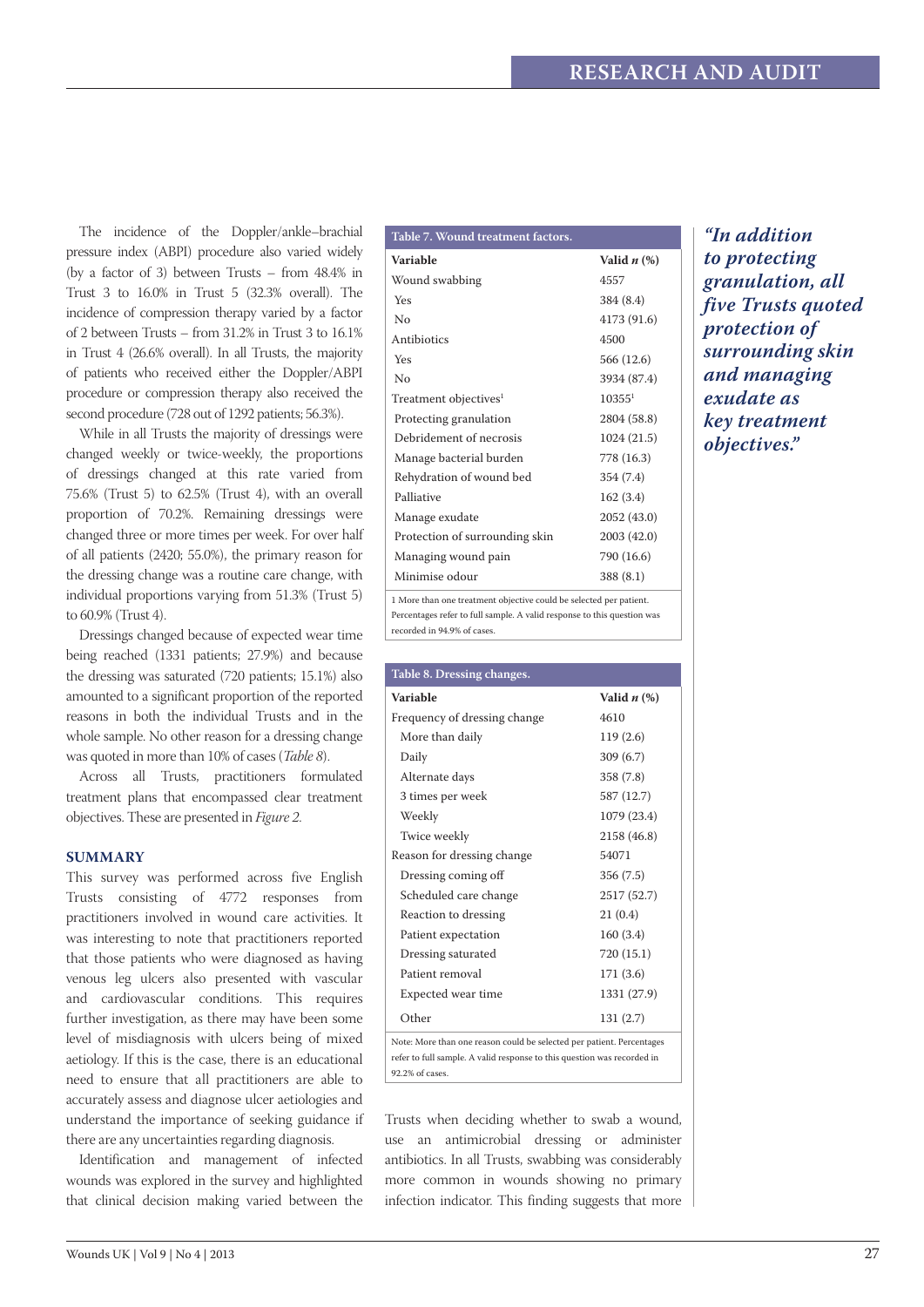The incidence of the Doppler/ankle–brachial pressure index (ABPI) procedure also varied widely (by a factor of 3) between Trusts – from 48.4% in Trust 3 to 16.0% in Trust 5 (32.3% overall). The incidence of compression therapy varied by a factor of 2 between Trusts – from 31.2% in Trust 3 to 16.1% in Trust 4 (26.6% overall). In all Trusts, the majority of patients who received either the Doppler/ABPI procedure or compression therapy also received the second procedure (728 out of 1292 patients; 56.3%).

While in all Trusts the majority of dressings were changed weekly or twice-weekly, the proportions of dressings changed at this rate varied from 75.6% (Trust 5) to 62.5% (Trust 4), with an overall proportion of 70.2%. Remaining dressings were changed three or more times per week. For over half of all patients (2420; 55.0%), the primary reason for the dressing change was a routine care change, with individual proportions varying from 51.3% (Trust 5) to 60.9% (Trust 4).

Dressings changed because of expected wear time being reached (1331 patients; 27.9%) and because the dressing was saturated (720 patients; 15.1%) also amounted to a significant proportion of the reported reasons in both the individual Trusts and in the whole sample. No other reason for a dressing change was quoted in more than 10% of cases (*Table 8*).

Across all Trusts, practitioners formulated treatment plans that encompassed clear treatment objectives. These are presented in *Figure 2*.

**Table 7. Wound treatment factors.**

| Variable | Valid *n* (%) |
|---|---|
| Wound swabbing | 4557 |
| Yes | 384 (8.4) |
| No | 4173 (91.6) |
| Antibiotics | 4500 |
| Yes | 566 (12.6) |
| No | 3934 (87.4) |
| Treatment objectives[1] | 10355[1] |
| Protecting granulation | 2804 (58.8) |
| Debridement of necrosis | 1024 (21.5) |
| Manage bacterial burden | 778 (16.3) |
| Rehydration of wound bed | 354 (7.4) |
| Palliative | 162 (3.4) |
| Manage exudate | 2052 (43.0) |
| Protection of surrounding skin | 2003 (42.0) |
| Managing wound pain | 790 (16.6) |
| Minimise odour | 388 (8.1) |

1 More than one treatment objective could be selected per patient. Percentages refer to full sample. A valid response to this question was recorded in 94.9% of cases.

**Table 8. Dressing changes.**

| Variable | Valid *n* (%) |
|---|---|
| Frequency of dressing change | 4610 |
| More than daily | 119 (2.6) |
| Daily | 309 (6.7) |
| Alternate days | 358 (7.8) |
| 3 times per week | 587 (12.7) |
| Weekly | 1079 (23.4) |
| Twice weekly | 2158 (46.8) |
| Reason for dressing change | 54071 |
| Dressing coming off | 356 (7.5) |
| Scheduled care change | 2517 (52.7) |
| Reaction to dressing | 21 (0.4) |
| Patient expectation | 160 (3.4) |
| Dressing saturated | 720 (15.1) |
| Patient removal | 171 (3.6) |
| Expected wear time | 1331 (27.9) |
| Other | 131 (2.7) |

Note: More than one reason could be selected per patient. Percentages refer to full sample. A valid response to this question was recorded in 92.2% of cases.

*"In addition to protecting granulation, all five Trusts quoted protection of surrounding skin and managing exudate as key treatment objectives."*

## SUMMARY

This survey was performed across five English Trusts consisting of 4772 responses from practitioners involved in wound care activities. It was interesting to note that practitioners reported that those patients who were diagnosed as having venous leg ulcers also presented with vascular and cardiovascular conditions. This requires further investigation, as there may have been some level of misdiagnosis with ulcers being of mixed aetiology. If this is the case, there is an educational need to ensure that all practitioners are able to accurately assess and diagnose ulcer aetiologies and understand the importance of seeking guidance if there are any uncertainties regarding diagnosis.

Identification and management of infected wounds was explored in the survey and highlighted that clinical decision making varied between the Trusts when deciding whether to swab a wound, use an antimicrobial dressing or administer antibiotics. In all Trusts, swabbing was considerably more common in wounds showing no primary infection indicator. This finding suggests that more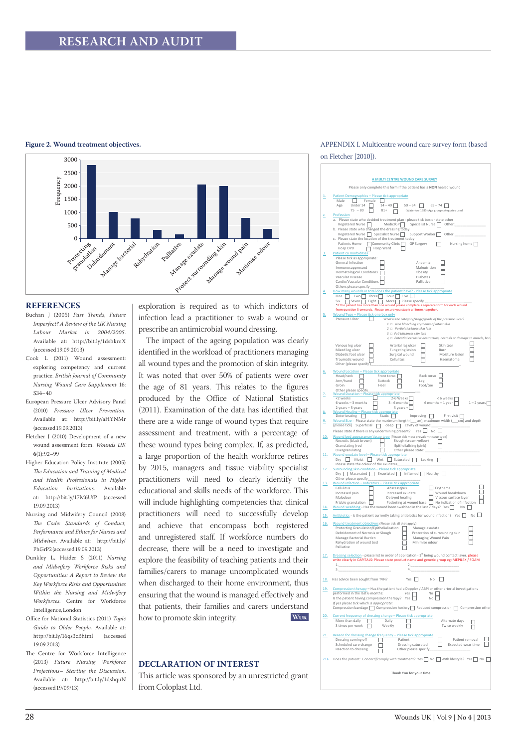**Figure 2. Wound treatment objectives.**

3000
2500
2000
1500
1000
500
0

Frequency

Protecting granulation
Debridement
Manage bacterial
Rehydration
Palliative
Manage exudate
Protect surrounding skin
Manage wound pain
Minimise odour

## REFERENCES

Buchan J (2005) *Past Trends, Future Imperfect? A Review of the UK Nursing Labour Market in 2004/2005.* Available at: http://bit.ly/1dshkmX (accessed 19.09.2013)

Cook L (2011) Wound assessment: exploring competency and current practice. *British Journal of Community Nursing Wound Care Supplement* 16: S34–40

European Pressure Ulcer Advisory Panel (2010) *Pressure Ulcer Prevention.* Available at: http://bit.ly/aHYNMr (accessed 19.09.2013)

Fletcher J (2010) Development of a new wound assessment form. *Wounds UK* **6**(1):92–99

Higher Education Policy Institute (2005) *The Education and Training of Medical and Health Professionals in Higher Education Institutions.* Available at: http://bit.ly/17M6UfP (accessed 19.09.2013)

Nursing and Midwifery Council (2008) *The Code: Standards of Conduct, Performance and Ethics for Nurses and Midwives.* Available at: http://bit.ly/PhGrP2 (accessed 19.09.2013)

Dunkley L, Haider S (2011) *Nursing and Midwifery Workforce Risks and Opportunities: A Report to Review the Key Workforce Risks and Opportunities Within the Nursing and Midwifery Workforces.* Centre for Workforce Intelligence, London

Office for National Statistics (2011) *Topic Guide to Older People.* Available at: http://bit.ly/16qs3cBhtml (accessed 19.09.2013)

The Centre for Workforce Intelligence (2013) *Future Nursing Workforce Projections– Starting the Discussion.* Available at: http://bit.ly/1dshquN (accessed 19/09/13)

exploration is required as to which indictors of infection lead a practitioner to swab a wound or prescribe an antimicrobial wound dressing.

The impact of the ageing population was clearly identified in the workload of practitioners managing all wound types and the promotion of skin integrity. It was noted that over 50% of patients were over the age of 81 years. This relates to the figures produced by the Office of National Statistics (2011). Examination of the data has identified that there are a wide range of wound types that require assessment and treatment, with a percentage of these wound types being complex. If, as predicted, a large proportion of the health workforce retires by 2015, managers and tissue viability specialist practitioners will need to clearly identify the educational and skills needs of the workforce. This will include highlighting competencies that clinical practitioners will need to successfully develop and achieve that encompass both registered and unregistered staff. If workforce numbers do decrease, there will be a need to investigate and explore the feasibility of teaching patients and their families/carers to manage uncomplicated wounds when discharged to their home environment, thus ensuring that the wound is managed effectively and that patients, their families and carers understand how to promote skin integrity.

## DECLARATION OF INTEREST

This article was sponsored by an unrestricted grant from Coloplast Ltd.

APPENDIX I. Multicentre wound care survey form (based on Fletcher [2010]).

A MULTI CENTRE WOUND CARE SURVEY

Please only complete this form if the patient has a **NON** healed wound

1. Patient Demographics – Please tick appropriate
Male ☐ Female ☐
Age Under 14 ☐ 14 – 49 ☐ 50 – 64 ☐ 65 – 74 ☐
75 – 80 ☐ 81+ ☐ [Waterlow 1985] Age group categories used

2. Profession
a. Please state who decided treatment plan - please tick box or state other
Registered Nurse ☐ Medic/GP ☐ Specialist Nurse ☐ Other:
b. Please state who changed the dressing today
Registered Nurse ☐ Specialist Nurse ☐ Support Worker ☐ Other:
c. Please state the location of the treatment today
Patients Home ☐ Community Clinic ☐ GP Surgery ☐ Nursing home ☐
Hosp OPD ☐ Hosp Ward ☐

3. Patient co morbidities
Please tick as appropriate:
General infection ☐ Anaemia ☐
Immunosuppressed ☐ Malnutrition ☐
Dermatological Conditions ☐ Obesity ☐
Vascular Disease ☐ Diabetes ☐
Cardio/Vascular Conditions ☐ Palliative ☐
Others please specify

4. How many wounds in total does the patient have? - Please tick appropriate
One ☐ Two ☐ Three ☐ Four ☐ Five ☐
Six ☐ Seven ☐ Eight ☐ More ☐ Please specify
*If the patient has more than one wound please complete a separate form for each wound from question 5 onwards. Please ensure you staple all forms together.

5. Wound Type – Please tick one box only
Pressure Ulcer ☐ *What is the category/stage/grade of the pressure ulcer?*
*1 ☐ Non blanching erythema of intact skin*
*2 ☐ Partial thickness skin loss*
*3 ☐ Full thickness skin loss*
*4 ☐ Potential extensive destruction, necrosis or damage to muscle, bone*
Venous leg ulcer ☐ Arterial leg ulcer ☐ Skin tear ☐
Mixed leg ulcer ☐ Fungating lesion ☐ Burn ☐
Diabetic foot ulcer ☐ Surgical wound ☐ Moisture lesion ☐
Traumatic wound ☐ Cellulitus ☐ Haematoma ☐
Other (please specify)

6. Wound Location – Please tick appropriate
Head/neck ☐ Front torso ☐ Back torso ☐
Arm/hand ☐ Buttock ☐ Leg ☐
Groin ☐ Heel ☐ Foot/toe ☐
Other please specify

7. Wound Duration – Please tick appropriate
<2 weeks ☐ 2-6 Weeks ☐ < 6 weeks ☐
6 weeks – 3 months ☐ 3 - 6 months ☐ 6 months – 1 year ☐ 1 – 2 years ☐
2 years – 5 years ☐ 5 years + ☐

8. Wound Healing – Please tick appropriate
Deteriorating ☐ Static ☐ Improving ☐ First visit ☐

9. Wound Size - Please state the maximum length (___cm), maximum width (___cm) and depth (please tick) Superficial ☐ deep ☐ cavity of wound:
Please state if there is any undermining present? Yes ☐ No ☐

10. Wound bed appearance/tissue type (Please tick most prevalent tissue type)
Necrotic (black brown) ☐ Slough (cream yellow) ☐
Granulating (red ☐ Epithelialising (pink) ☐
Overgranulating ☐ Other please state:

11. Wound exudate level – Please tick appropriate
Dry ☐ Moist ☐ Wet ☐ Saturated ☐ Leaking ☐
Please state the colour of the exudates

12. Surrounding skin condition – Please tick appropriate
Dry ☐ Macerated ☐ Excoriated ☐ Inflamed ☐ Healthy ☐
Other please specify

13. Wound infection – Indicators – Please tick appropriate
Cellulitus ☐ Abscess/pus ☐ Erythema ☐
Increased pain ☐ Increased exudate ☐ Wound breakdown ☐
Malodour ☐ Delayed healing ☐ Viscous surface layer ☐
Friable granulation ☐ Pocketing at wound base ☐ No indication of infection ☐

14. Wound swabbing - Has the wound been swabbed in the last 7 days? Yes ☐ No ☐

15. Antibiotics - Is the patient currently taking antibiotics for wound infection? Yes ☐ No ☐

16. Wound treatment objectives (Please tick all that apply)
Protecting Granulation/Epithelialisation ☐ Manage exudate ☐
Debridement of Necrosis or Slough ☐ Protection of surrounding skin ☐
Manage Bacterial Burden ☐ Managing Wound Pain ☐
Rehydration of wound bed ☐ Minimise odour ☐
Palliative ☐

17. Dressing selection - please list in order of application - 1st being wound contact layer, please write clearly in CAPITALS: Please state product name and generic group eg: MEPILEX / FOAM
1. 2.
3. 4.

18. Has advice been sought from TVN? Yes ☐ No ☐

19. Compression therapy – Has the patient had a Doppler / ABPI or other arterial investigations performed in the last 6 months: Yes ☐ No ☐
Is the patient having compression therapy? Yes ☐ No ☐
*If yes please tick which is appropriate:*
Compression bandage ☐ Compression hosiery ☐ Reduced compression ☐ Compression other

20. Current frequency of dressing change – Please tick appropriate
More than daily ☐ Daily ☐ Alternate days ☐
3 times per week ☐ Weekly ☐ Twice weekly ☐

21. Reason for dressing change frequency – Please tick appropriate
Dressing coming off ☐ Patient ☐ Patient removal ☐
Scheduled care change ☐ Dressing saturated ☐ Expected wear time ☐
Reaction to dressing ☐ Other please specify

21a. Does the patient: Concord/comply with treatment? Yes ☐ No ☐ With lifestyle? Yes ☐ No ☐

Thank You for your time